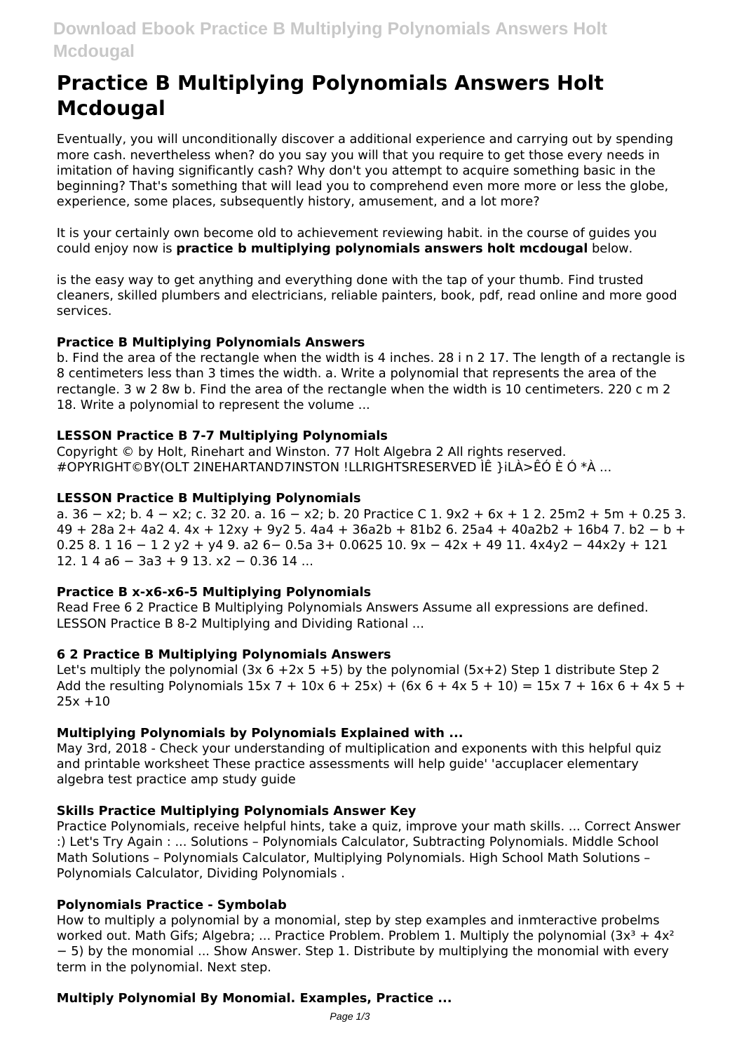# Practice B Multiplying Polynomials Answers Holt Mcdougal

Eventually, you will unconditionally discover a additional experience and carrying out by spending more cash. nevertheless when? do you say you will that you require to get those every needs in imitation of having significantly cash? Why don't you attempt to acquire something basic in the beginning? That's something that will lead you to comprehend even more more or less the globe, experience, some places, subsequently history, amusement, and a lot more?

It is your certainly own become old to achievement reviewing habit. in the course of guides you could enjoy now is **practice b multiplying polynomials answers holt mcdougal** below.

is the easy way to get anything and everything done with the tap of your thumb. Find trusted cleaners, skilled plumbers and electricians, reliable painters, book, pdf, read online and more good services.

### Practice B Multiplying Polynomials Answers

b. Find the area of the rectangle when the width is 4 inches. 28 i n 2 17. The length of a rectangle is 8 centimeters less than 3 times the width. a. Write a polynomial that represents the area of the rectangle. 3 w 2 8w b. Find the area of the rectangle when the width is 10 centimeters. 220 c m 2 18. Write a polynomial to represent the volume ...

### LESSON Practice B 7-7 Multiplying Polynomials

Copyright © by Holt, Rinehart and Winston. 77 Holt Algebra 2 All rights reserved. #OPYRIGHT©BY(OLT 2INEHARTAND7INSTON !LLRIGHTSRESERVED ÌÊ }iLÀ>ÊÓ È Ó *À ...

### LESSON Practice B Multiplying Polynomials

a. 36 − x2; b. 4 − x2; c. 32 20. a. 16 − x2; b. 20 Practice C 1. 9x2 + 6x + 1 2. 25m2 + 5m + 0.25 3. 49 + 28a 2+ 4a2 4. 4x + 12xy + 9y2 5. 4a4 + 36a2b + 81b2 6. 25a4 + 40a2b2 + 16b4 7. b2 − b + 0.25 8. 1 16 − 1 2 y2 + y4 9. a2 6− 0.5a 3+ 0.0625 10. 9x − 42x + 49 11. 4x4y2 − 44x2y + 121 12. 1 4 a6 − 3a3 + 9 13. x2 − 0.36 14 ...

### Practice B x-x6-x6-5 Multiplying Polynomials

Read Free 6 2 Practice B Multiplying Polynomials Answers Assume all expressions are defined. LESSON Practice B 8-2 Multiplying and Dividing Rational ...

### 6 2 Practice B Multiplying Polynomials Answers

Let's multiply the polynomial (3x 6 +2x 5 +5) by the polynomial (5x+2) Step 1 distribute Step 2 Add the resulting Polynomials 15x 7 + 10x 6 + 25x) + (6x 6 + 4x 5 + 10) = 15x 7 + 16x 6 + 4x 5 + 25x +10

### Multiplying Polynomials by Polynomials Explained with ...

May 3rd, 2018 - Check your understanding of multiplication and exponents with this helpful quiz and printable worksheet These practice assessments will help guide' 'accuplacer elementary algebra test practice amp study guide

### Skills Practice Multiplying Polynomials Answer Key

Practice Polynomials, receive helpful hints, take a quiz, improve your math skills. ... Correct Answer :) Let's Try Again : ... Solutions – Polynomials Calculator, Subtracting Polynomials. Middle School Math Solutions – Polynomials Calculator, Multiplying Polynomials. High School Math Solutions – Polynomials Calculator, Dividing Polynomials .

### Polynomials Practice - Symbolab

How to multiply a polynomial by a monomial, step by step examples and inmteractive probelms worked out. Math Gifs; Algebra; ... Practice Problem. Problem 1. Multiply the polynomial ($3x^3 + 4x^2 - 5$) by the monomial ... Show Answer. Step 1. Distribute by multiplying the monomial with every term in the polynomial. Next step.

### Multiply Polynomial By Monomial. Examples, Practice ...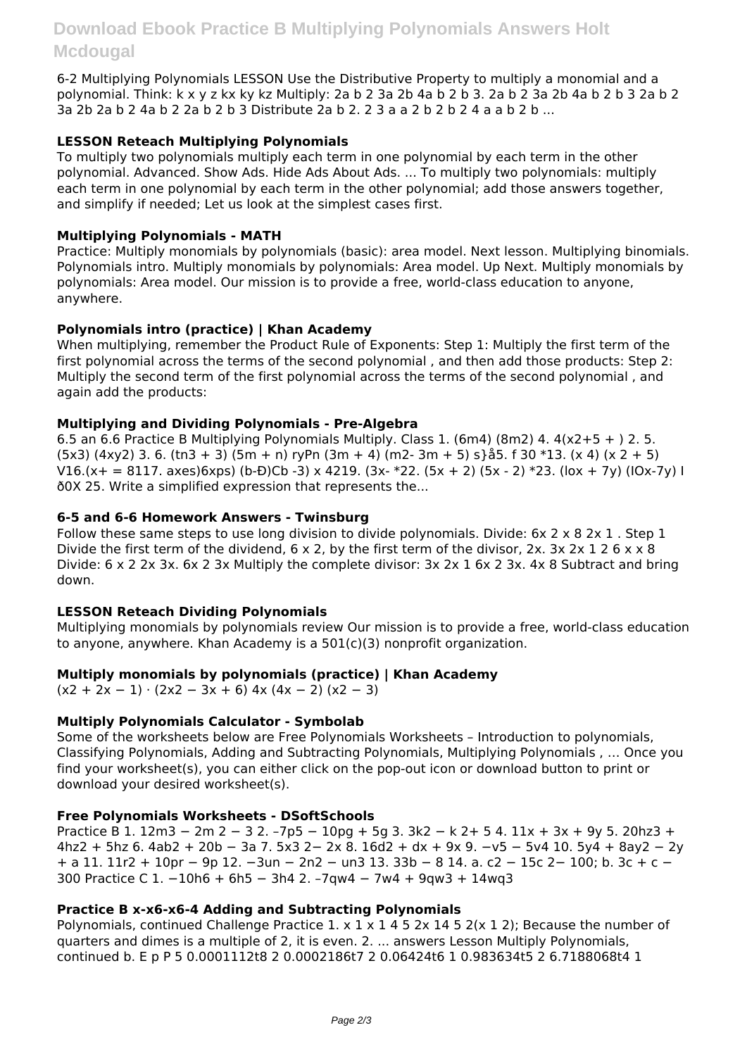6-2 Multiplying Polynomials LESSON Use the Distributive Property to multiply a monomial and a polynomial. Think: k x y z kx ky kz Multiply: 2a b 2 3a 2b 4a b 2 b 3. 2a b 2 3a 2b 4a b 2 b 3 2a b 2 3a 2b 2a b 2 4a b 2 2a b 2 b 3 Distribute 2a b 2. 2 3 a a 2 b 2 b 2 4 a a b 2 b ...

### LESSON Reteach Multiplying Polynomials

To multiply two polynomials multiply each term in one polynomial by each term in the other polynomial. Advanced. Show Ads. Hide Ads About Ads. ... To multiply two polynomials: multiply each term in one polynomial by each term in the other polynomial; add those answers together, and simplify if needed; Let us look at the simplest cases first.

### Multiplying Polynomials - MATH

Practice: Multiply monomials by polynomials (basic): area model. Next lesson. Multiplying binomials. Polynomials intro. Multiply monomials by polynomials: Area model. Up Next. Multiply monomials by polynomials: Area model. Our mission is to provide a free, world-class education to anyone, anywhere.

### Polynomials intro (practice) | Khan Academy

When multiplying, remember the Product Rule of Exponents: Step 1: Multiply the first term of the first polynomial across the terms of the second polynomial , and then add those products: Step 2: Multiply the second term of the first polynomial across the terms of the second polynomial , and again add the products:

### Multiplying and Dividing Polynomials - Pre-Algebra

6.5 an 6.6 Practice B Multiplying Polynomials Multiply. Class 1. (6m4) (8m2) 4. 4(x2+5 + ) 2. 5. (5x3) (4xy2) 3. 6. (tn3 + 3) (5m + n) ryPn (3m + 4) (m2- 3m + 5) s}å5. f 30 *13. (x 4) (x 2 + 5) V16.(x+ = 8117. axes)6xps) (b-Ð)Cb -3) x 4219. (3x- *22. (5x + 2) (5x - 2) *23. (lox + 7y) (IOx-7y) I ð0X 25. Write a simplified expression that represents the...

### 6-5 and 6-6 Homework Answers - Twinsburg

Follow these same steps to use long division to divide polynomials. Divide: 6x 2 x 8 2x 1 . Step 1 Divide the first term of the dividend, 6 x 2, by the first term of the divisor, 2x. 3x 2x 1 2 6 x x 8 Divide: 6 x 2 2x 3x. 6x 2 3x Multiply the complete divisor: 3x 2x 1 6x 2 3x. 4x 8 Subtract and bring down.

### LESSON Reteach Dividing Polynomials

Multiplying monomials by polynomials review Our mission is to provide a free, world-class education to anyone, anywhere. Khan Academy is a 501(c)(3) nonprofit organization.

### Multiply monomials by polynomials (practice) | Khan Academy

(x2 + 2x − 1) · (2x2 − 3x + 6) 4x (4x − 2) (x2 − 3)

### Multiply Polynomials Calculator - Symbolab

Some of the worksheets below are Free Polynomials Worksheets – Introduction to polynomials, Classifying Polynomials, Adding and Subtracting Polynomials, Multiplying Polynomials , … Once you find your worksheet(s), you can either click on the pop-out icon or download button to print or download your desired worksheet(s).

### Free Polynomials Worksheets - DSoftSchools

Practice B 1. 12m3 − 2m 2 − 3 2. –7p5 − 10pg + 5g 3. 3k2 − k 2+ 5 4. 11x + 3x + 9y 5. 20hz3 + 4hz2 + 5hz 6. 4ab2 + 20b − 3a 7. 5x3 2− 2x 8. 16d2 + dx + 9x 9. −v5 − 5v4 10. 5y4 + 8ay2 − 2y + a 11. 11r2 + 10pr − 9p 12. −3un − 2n2 − un3 13. 33b − 8 14. a. c2 − 15c 2− 100; b. 3c + c − 300 Practice C 1. −10h6 + 6h5 − 3h4 2. –7qw4 − 7w4 + 9qw3 + 14wq3

### Practice B x-x6-x6-4 Adding and Subtracting Polynomials

Polynomials, continued Challenge Practice 1. x 1 x 1 4 5 2x 14 5 2(x 1 2); Because the number of quarters and dimes is a multiple of 2, it is even. 2. ... answers Lesson Multiply Polynomials, continued b. E p P 5 0.0001112t8 2 0.0002186t7 2 0.06424t6 1 0.983634t5 2 6.7188068t4 1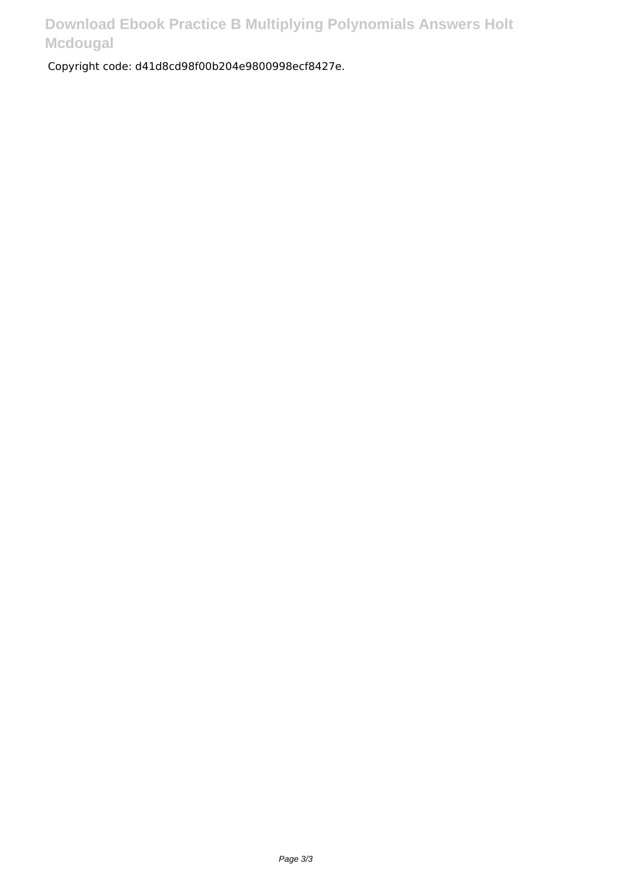Copyright code: d41d8cd98f00b204e9800998ecf8427e.